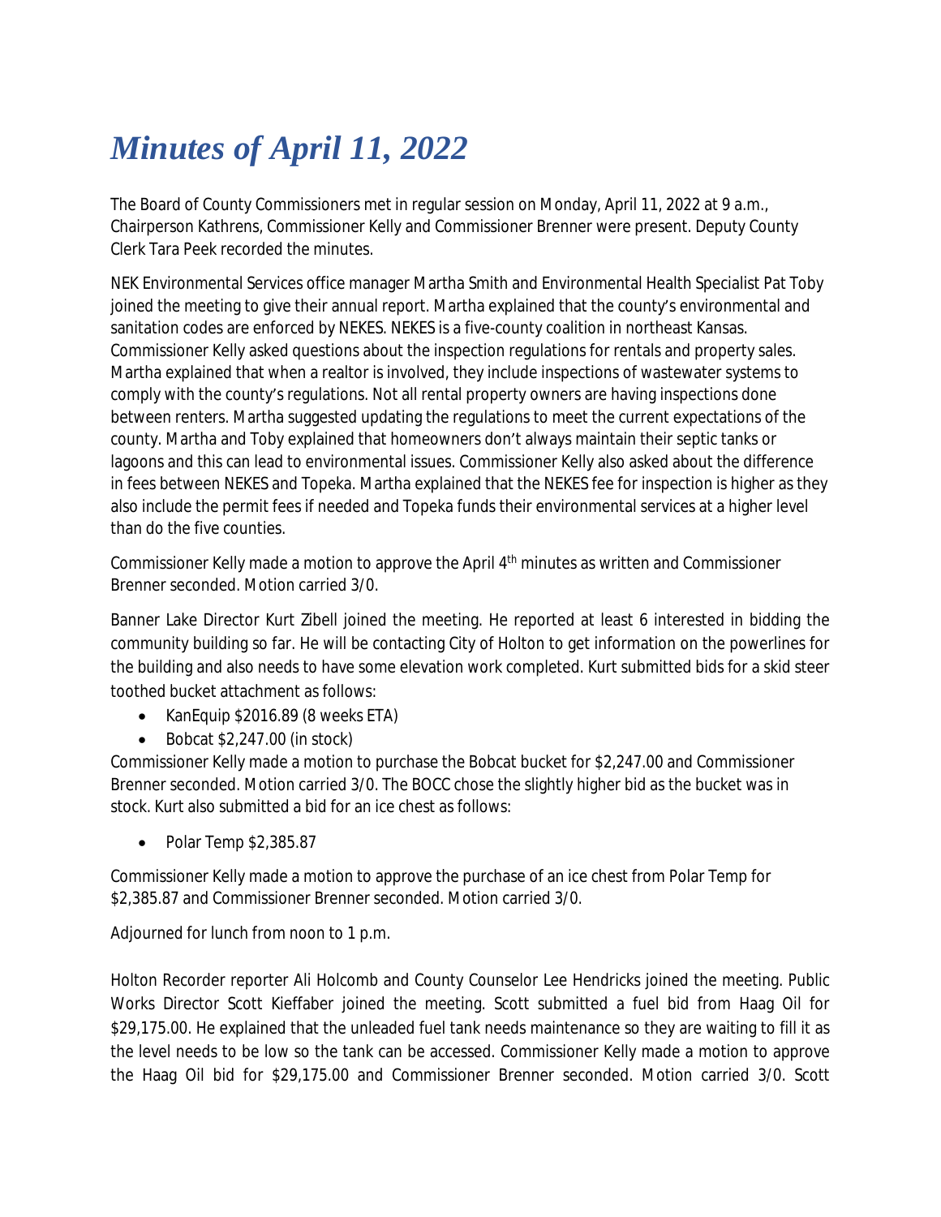# *Minutes of April 11, 2022*

The Board of County Commissioners met in regular session on Monday, April 11, 2022 at 9 a.m., Chairperson Kathrens, Commissioner Kelly and Commissioner Brenner were present. Deputy County Clerk Tara Peek recorded the minutes.

NEK Environmental Services office manager Martha Smith and Environmental Health Specialist Pat Toby joined the meeting to give their annual report. Martha explained that the county's environmental and sanitation codes are enforced by NEKES. NEKES is a five-county coalition in northeast Kansas. Commissioner Kelly asked questions about the inspection regulations for rentals and property sales. Martha explained that when a realtor is involved, they include inspections of wastewater systems to comply with the county's regulations. Not all rental property owners are having inspections done between renters. Martha suggested updating the regulations to meet the current expectations of the county. Martha and Toby explained that homeowners don't always maintain their septic tanks or lagoons and this can lead to environmental issues. Commissioner Kelly also asked about the difference in fees between NEKES and Topeka. Martha explained that the NEKES fee for inspection is higher as they also include the permit fees if needed and Topeka funds their environmental services at a higher level than do the five counties.

Commissioner Kelly made a motion to approve the April 4th minutes as written and Commissioner Brenner seconded. Motion carried 3/0.

Banner Lake Director Kurt Zibell joined the meeting. He reported at least 6 interested in bidding the community building so far. He will be contacting City of Holton to get information on the powerlines for the building and also needs to have some elevation work completed. Kurt submitted bids for a skid steer toothed bucket attachment as follows:

- KanEquip $2016.89 (8 weeks ETA)
- Bobcat $2,247.00 (in stock)

Commissioner Kelly made a motion to purchase the Bobcat bucket for $2,247.00 and Commissioner Brenner seconded. Motion carried 3/0. The BOCC chose the slightly higher bid as the bucket was in stock. Kurt also submitted a bid for an ice chest as follows:

- Polar Temp $2,385.87

Commissioner Kelly made a motion to approve the purchase of an ice chest from Polar Temp for $2,385.87 and Commissioner Brenner seconded. Motion carried 3/0.

Adjourned for lunch from noon to 1 p.m.

Holton Recorder reporter Ali Holcomb and County Counselor Lee Hendricks joined the meeting. Public Works Director Scott Kieffaber joined the meeting. Scott submitted a fuel bid from Haag Oil for $29,175.00. He explained that the unleaded fuel tank needs maintenance so they are waiting to fill it as the level needs to be low so the tank can be accessed. Commissioner Kelly made a motion to approve the Haag Oil bid for $29,175.00 and Commissioner Brenner seconded. Motion carried 3/0. Scott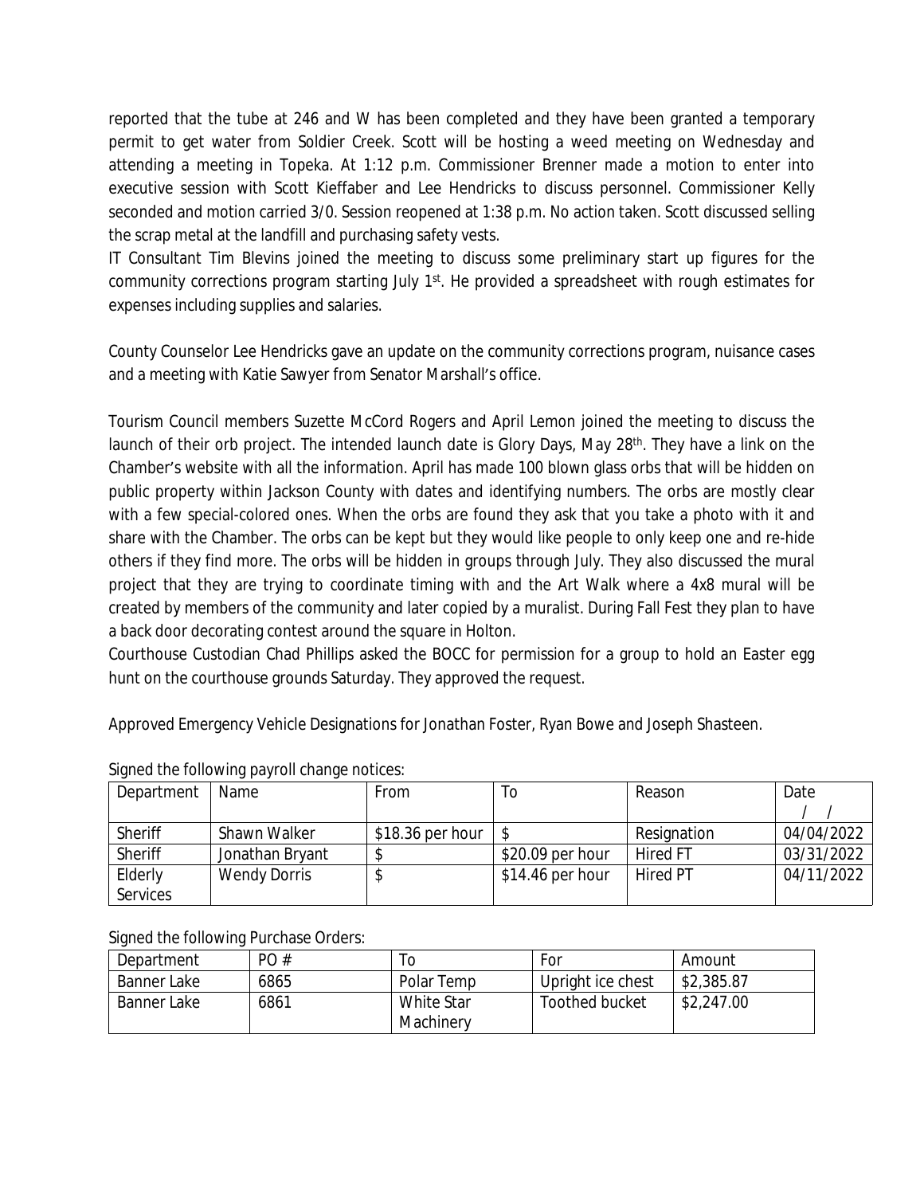reported that the tube at 246 and W has been completed and they have been granted a temporary permit to get water from Soldier Creek. Scott will be hosting a weed meeting on Wednesday and attending a meeting in Topeka. At 1:12 p.m. Commissioner Brenner made a motion to enter into executive session with Scott Kieffaber and Lee Hendricks to discuss personnel. Commissioner Kelly seconded and motion carried 3/0. Session reopened at 1:38 p.m. No action taken. Scott discussed selling the scrap metal at the landfill and purchasing safety vests.

IT Consultant Tim Blevins joined the meeting to discuss some preliminary start up figures for the community corrections program starting July 1st. He provided a spreadsheet with rough estimates for expenses including supplies and salaries.

County Counselor Lee Hendricks gave an update on the community corrections program, nuisance cases and a meeting with Katie Sawyer from Senator Marshall's office.

Tourism Council members Suzette McCord Rogers and April Lemon joined the meeting to discuss the launch of their orb project. The intended launch date is Glory Days, May 28th. They have a link on the Chamber's website with all the information. April has made 100 blown glass orbs that will be hidden on public property within Jackson County with dates and identifying numbers. The orbs are mostly clear with a few special-colored ones. When the orbs are found they ask that you take a photo with it and share with the Chamber. The orbs can be kept but they would like people to only keep one and re-hide others if they find more. The orbs will be hidden in groups through July. They also discussed the mural project that they are trying to coordinate timing with and the Art Walk where a 4x8 mural will be created by members of the community and later copied by a muralist. During Fall Fest they plan to have a back door decorating contest around the square in Holton.

Courthouse Custodian Chad Phillips asked the BOCC for permission for a group to hold an Easter egg hunt on the courthouse grounds Saturday. They approved the request.

Approved Emergency Vehicle Designations for Jonathan Foster, Ryan Bowe and Joseph Shasteen.

Signed the following payroll change notices:

| Department | Name | From | To | Reason | Date / / |
|---|---|---|---|---|---|
| Sheriff | Shawn Walker | $18.36 per hour | $ | Resignation | 04/04/2022 |
| Sheriff | Jonathan Bryant | $ | $20.09 per hour | Hired FT | 03/31/2022 |
| Elderly Services | Wendy Dorris | $ | $14.46 per hour | Hired PT | 04/11/2022 |

Signed the following Purchase Orders:

| Department | PO # | To | For | Amount |
|---|---|---|---|---|
| Banner Lake | 6865 | Polar Temp | Upright ice chest | $2,385.87 |
| Banner Lake | 6861 | White Star Machinery | Toothed bucket | $2,247.00 |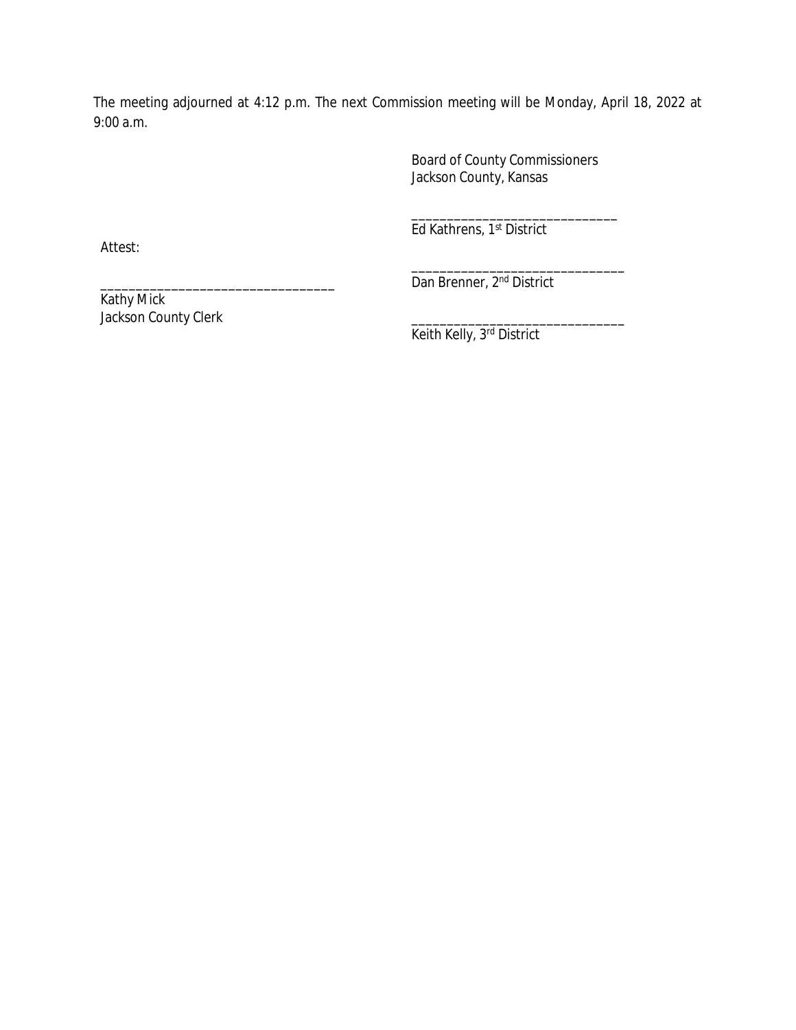The meeting adjourned at 4:12 p.m. The next Commission meeting will be Monday, April 18, 2022 at 9:00 a.m.

Board of County Commissioners
Jackson County, Kansas

_______________________________
Ed Kathrens, 1st District

Attest:

_______________________________
Dan Brenner, 2nd District

___________________________________
Kathy Mick
Jackson County Clerk

_______________________________
Keith Kelly, 3rd District